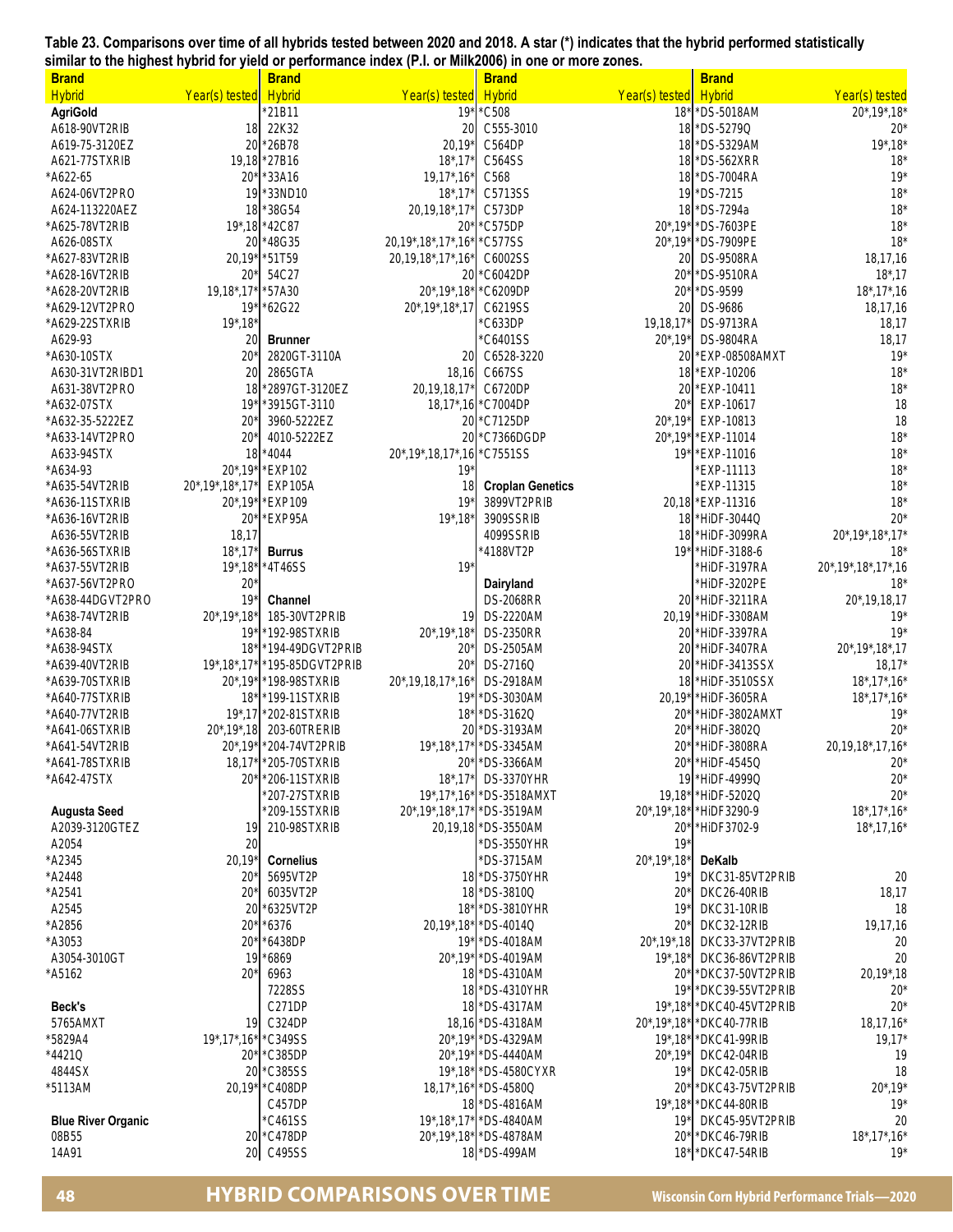Table 23. Comparisons over time of all hybrids tested between 2020 and 2018. A star (*) indicates that the hybrid performed statistically similar to the highest hybrid for yield or performance index (P.I. or Milk2006) in one or more zones.

| Brand Hybrid | Year(s) tested |
|---|---|
| **AgriGold** | |
| A618-90VT2RIB | 18 |
| A619-75-3120EZ | 20 |
| A621-77STXRIB | 19,18 |
| *A622-65 | 20* |
| A624-06VT2PRO | 19 |
| A624-113220AEZ | 18 |
| *A625-78VT2RIB | 19*,18 |
| A626-08STX | 20 |
| *A627-83VT2RIB | 20,19* |
| *A628-16VT2RIB | 20* |
| *A628-20VT2RIB | 19,18*,17* |
| *A629-12VT2PRO | 19* |
| *A629-22STXRIB | 19*,18* |
| A629-93 | 20 |
| *A630-10STX | 20* |
| A630-31VT2RIBD1 | 20 |
| A631-38VT2PRO | 18 |
| *A632-07STX | 19* |
| *A632-35-5222EZ | 20* |
| *A633-14VT2PRO | 20* |
| A633-94STX | 18 |
| *A634-93 | 20*,19* |
| *A635-54VT2RIB | 20*,19*,18*,17* |
| *A636-11STXRIB | 20*,19* |
| *A636-16VT2RIB | 20* |
| A636-55VT2RIB | 18,17 |
| *A636-56STXRIB | 18*,17* |
| *A637-55VT2RIB | 19*,18* |
| *A637-56VT2PRO | 20* |
| *A638-44DGVT2PRO | 19* |
| *A638-74VT2RIB | 20*,19*,18* |
| *A638-84 | 19* |
| *A638-94STX | 18* |
| *A639-40VT2RIB | 19*,18*,17* |
| *A639-70STXRIB | 20*,19* |
| *A640-77STXRIB | 18* |
| *A640-77VT2RIB | 19*,17 |
| *A641-06STXRIB | 20*,19*,18 |
| *A641-54VT2RIB | 20*,19* |
| *A641-78STXRIB | 18,17* |
| *A642-47STX | 20* |
| **Augusta Seed** | |
| A2039-3120GTEZ | 19 |
| A2054 | 20 |
| *A2345 | 20,19* |
| *A2448 | 20* |
| *A2541 | 20* |
| A2545 | 20 |
| *A2856 | 20* |
| *A3053 | 20* |
| A3054-3010GT | 19 |
| *A5162 | 20* |
| **Beck's** | |
| 5765AMXT | 19 |
| *5829A4 | 19*,17*,16* |
| *4421Q | 20* |
| 4844SX | 20 |
| *5113AM | 20,19* |
| **Blue River Organic** | |
| 08B55 | 20 |
| 14A91 | 20 |
| *21B11 | 19* |
| 22K32 | 20 |
| *26B78 | 20,19* |
| *27B16 | 18*,17* |
| *33A16 | 19,17*,16* |
| *33ND10 | 18*,17* |
| *38G54 | 20,19,18*,17* |
| *42C87 | 20* |
| *48G35 | 20,19*,18*,17*,16* |
| *51T59 | 20,19,18*,17*,16* |
| 54C27 | 20 |
| *57A30 | 20*,19*,18* |
| *62G22 | 20*,19*,18*,17 |
| **Brunner** | |
| 2820GT-3110A | 20 |
| 2865GTA | 18,16 |
| *2897GT-3120EZ | 20,19,18,17* |
| *3915GT-3110 | 18,17*,16 |
| 3960-5222EZ | 20 |
| 4010-5222EZ | 20 |
| *4044 | 20*,19*,18,17*,16 |
| *EXP102 | 19* |
| EXP105A | 18 |
| *EXP109 | 19* |
| *EXP95A | 19*,18* |
| **Burrus** | |
| *4T46SS | 19* |
| **Channel** | |
| 185-30VT2PRIB | 19 |
| *192-98STXRIB | 20*,19*,18* |
| *194-49DGVT2PRIB | 20* |
| *195-85DGVT2PRIB | 20* |
| *198-98STXRIB | 20*,19,18,17*,16* |
| *199-11STXRIB | 19* |
| *202-81STXRIB | 18* |
| 203-60TRERIB | 20 |
| *204-74VT2PRIB | 19*,18*,17* |
| *205-70STXRIB | 20* |
| *206-11STXRIB | 18*,17* |
| *207-27STXRIB | 19*,17*,16* |
| *209-15STXRIB | 20*,19*,18*,17* |
| 210-98STXRIB | 20,19,18 |
| **Cornelius** | |
| 5695VT2P | 18 |
| 6035VT2P | 18 |
| *6325VT2P | 18* |
| *6376 | 20,19*,18* |
| *6438DP | 19* |
| *6869 | 20*,19* |
| 6963 | 18 |
| 7228SS | 18 |
| C271DP | 18 |
| C324DP | 18,16 |
| *C349SS | 20*,19* |
| *C385DP | 20*,19* |
| *C385SS | 19*,18* |
| *C408DP | 18,17*,16* |
| C457DP | 18 |
| *C461SS | 19*,18*,17* |
| *C478DP | 20*,19*,18* |
| C495SS | 18 |
| *C508 | 18* |
| C555-3010 | 18 |
| C564DP | 18 |
| C564SS | 18 |
| C568 | 18 |
| C5713SS | 19 |
| C573DP | 18 |
| *C575DP | 20*,19* |
| *C577SS | 20*,19* |
| C6002SS | 20 |
| *C6042DP | 20* |
| *C6209DP | 20* |
| C6219SS | 20 |
| *C633DP | 19,18,17* |
| *C6401SS | 20*,19* |
| C6528-3220 | 20 |
| C667SS | 18 |
| C6720DP | 20 |
| *C7004DP | 20* |
| *C7125DP | 20*,19* |
| *C7366DGDP | 20*,19* |
| *C7551SS | 19* |
| **Croplan Genetics** | |
| 3899VT2PRIB | 20,18 |
| 3909SSRIB | 18 |
| 4099SSRIB | 18 |
| *4188VT2P | 19* |
| **Dairyland** | |
| DS-2068RR | 20 |
| DS-2220AM | 20,19 |
| DS-2350RR | 20 |
| DS-2505AM | 20 |
| DS-2716Q | 20 |
| DS-2918AM | 18 |
| *DS-3030AM | 20,19* |
| *DS-3162Q | 20* |
| *DS-3193AM | 20* |
| *DS-3345AM | 20* |
| *DS-3366AM | 20* |
| DS-3370YHR | 19 |
| *DS-3518AMXT | 19,18* |
| *DS-3519AM | 20*,19*,18* |
| *DS-3550AM | 20* |
| *DS-3550YHR | 19* |
| *DS-3715AM | 20*,19*,18* |
| *DS-3750YHR | 19* |
| *DS-3810Q | 20* |
| *DS-3810YHR | 19* |
| *DS-4014Q | 20* |
| *DS-4018AM | 20*,19*,18 |
| *DS-4019AM | 19*,18* |
| *DS-4310AM | 20* |
| *DS-4310YHR | 19* |
| *DS-4317AM | 19*,18* |
| *DS-4318AM | 20*,19*,18* |
| *DS-4329AM | 19*,18* |
| *DS-4440AM | 20*,19* |
| *DS-4580CYXR | 19* |
| *DS-4580Q | 20* |
| *DS-4816AM | 19*,18* |
| *DS-4840AM | 19* |
| *DS-4878AM | 20* |
| *DS-499AM | 18* |
| *DS-5018AM | 20*,19*,18* |
| *DS-5279Q | 20* |
| *DS-5329AM | 19*,18* |
| *DS-562XRR | 18* |
| *DS-7004RA | 19* |
| *DS-7215 | 18* |
| *DS-7294a | 18* |
| *DS-7603PE | 18* |
| *DS-7909PE | 18* |
| DS-9508RA | 18,17,16 |
| *DS-9510RA | 18*,17 |
| *DS-9599 | 18*,17*,16 |
| DS-9686 | 18,17,16 |
| DS-9713RA | 18,17 |
| DS-9804RA | 18,17 |
| *EXP-08508AMXT | 19* |
| *EXP-10206 | 18* |
| *EXP-10411 | 18* |
| EXP-10617 | 18 |
| EXP-10813 | 18 |
| *EXP-11014 | 18* |
| *EXP-11016 | 18* |
| *EXP-11113 | 18* |
| *EXP-11315 | 18* |
| *EXP-11316 | 18* |
| *HiDF-3044Q | 20* |
| *HiDF-3099RA | 20*,19*,18*,17* |
| *HiDF-3188-6 | 18* |
| *HiDF-3197RA | 20*,19*,18*,17*,16 |
| *HiDF-3202PE | 18* |
| *HiDF-3211RA | 20*,19,18,17 |
| *HiDF-3308AM | 19* |
| *HiDF-3397RA | 19* |
| *HiDF-3407RA | 20*,19*,18*,17 |
| *HiDF-3413SSX | 18,17* |
| *HiDF-3510SSX | 18*,17*,16* |
| *HiDF-3605RA | 18*,17*,16* |
| *HiDF-3802AMXT | 19* |
| *HiDF-3802Q | 20* |
| *HiDF-3808RA | 20,19,18*,17,16* |
| *HiDF-4545Q | 20* |
| *HiDF-4999Q | 20* |
| *HiDF-5202Q | 20* |
| *HiDF3290-9 | 18*,17*,16* |
| *HiDF3702-9 | 18*,17,16* |
| **DeKalb** | |
| DKC31-85VT2PRIB | 20 |
| DKC26-40RIB | 18,17 |
| DKC31-10RIB | 18 |
| DKC32-12RIB | 19,17,16 |
| DKC33-37VT2PRIB | 20 |
| DKC36-86VT2PRIB | 20 |
| *DKC37-50VT2PRIB | 20,19*,18 |
| *DKC39-55VT2PRIB | 20* |
| *DKC40-45VT2PRIB | 20* |
| *DKC40-77RIB | 18,17,16* |
| *DKC41-99RIB | 19,17* |
| DKC42-04RIB | 19 |
| DKC42-05RIB | 18 |
| *DKC43-75VT2PRIB | 20*,19* |
| *DKC44-80RIB | 19* |
| DKC45-95VT2PRIB | 20 |
| *DKC46-79RIB | 18*,17*,16* |
| *DKC47-54RIB | 19* |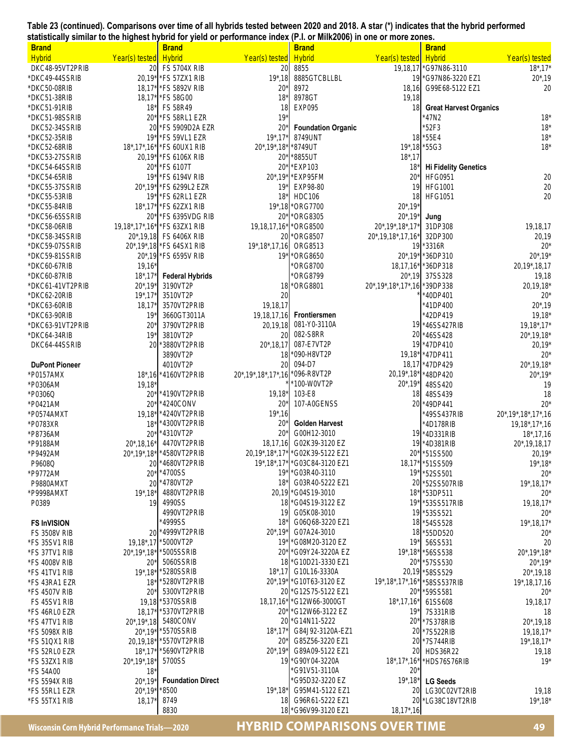**Table 23 (continued). Comparisons over time of all hybrids tested between 2020 and 2018. A star (*) indicates that the hybrid performed statistically similar to the highest hybrid for yield or performance index (P.I. or Milk2006) in one or more zones.**

| Brand Hybrid | Year(s) tested | Brand Hybrid | Year(s) tested | Brand Hybrid | Year(s) tested | Brand Hybrid | Year(s) tested |
|---|---|---|---|---|---|---|---|
| DKC48-95VT2PRIB | 20 | FS 5704X RIB | 20 | 8855 | 19,18,17 | *G97N86-3110 | 18*,17* |
| *DKC49-44SSRIB | 20,19* | *FS 57ZX1 RIB | 19*,18 | 8885GTCBLLBL | 19 | *G97N86-3220 EZ1 | 20*,19 |
| *DKC50-08RIB | 18,17* | *FS 5892V RIB | 20* | 8972 | 18,16 | G99E68-5122 EZ1 | 20 |
| *DKC51-38RIB | 18,17* | *FS 58G00 | 18* | 8978GT | 19,18 | | |
| *DKC51-91RIB | 18* | FS 58R49 | 18 | EXP095 | 18 | **Great Harvest Organics** | |
| *DKC51-98SSRIB | 20* | *FS 58RL1 EZR | 19* | | | *47N2 | 18* |
| DKC52-34SSRIB | 20 | *FS 5909D2A EZR | 20* | **Foundation Organic** | | *52F3 | 18* |
| *DKC52-35RIB | 19* | *FS 59VL1 EZR | 19*,17* | 8749UNT | 18 | *55E4 | 18* |
| *DKC52-68RIB | 18*,17*,16* | *FS 60UX1 RIB | 20*,19*,18* | *8749UT | 19*,18 | *55G3 | 18* |
| *DKC53-27SSRIB | 20,19* | *FS 6106X RIB | 20* | *8855UT | 18*,17 | | |
| *DKC54-64SSRIB | 20* | *FS 6107T | 20* | *EXP103 | 18* | **Hi Fidelity Genetics** | |
| *DKC54-65RIB | 19* | *FS 6194V RIB | 20*,19* | *EXP95FM | 20* | HFG0951 | 20 |
| *DKC55-37SSRIB | 20*,19* | *FS 6299L2 EZR | 19* | EXP98-80 | 19 | HFG1001 | 20 |
| *DKC55-53RIB | 19* | *FS 62RL1 EZR | 18* | HDC106 | 18 | HFG1051 | 20 |
| *DKC55-84RIB | 18*,17* | *FS 62ZX1 RIB | 19*,18 | *ORG7700 | 20*,19* | | |
| *DKC56-65SSRIB | 20* | *FS 6395VDG RIB | 20* | *ORG8305 | 20*,19* | **Jung** | |
| *DKC58-06RIB | 19,18*,17*,16* | *FS 63ZX1 RIB | 19,18,17,16* | *ORG8500 | 20*,19*,18*,17* | 31DP308 | 19,18,17 |
| *DKC58-34SSRIB | 20*,19,18 | FS 6406X RIB | 20 | *ORG8507 | 20*,19,18*,17,16* | 32DP300 | 20,19 |
| *DKC59-07SSRIB | 20*,19*,18 | *FS 64SX1 RIB | 19*,18*,17,16 | ORG8513 | 19 | *3316R | 20* |
| *DKC59-81SSRIB | 20*,19 | *FS 6595V RIB | 19* | *ORG8650 | 20*,19* | *36DP310 | 20*,19* |
| *DKC60-67RIB | 19,16* | | | *ORG8700 | 18,17,16* | *36DP318 | 20,19*,18,17 |
| *DKC60-87RIB | 18*,17* | **Federal Hybrids** | | *ORG8799 | 20*,19 | 37SS328 | 19,18 |
| *DKC61-41VT2PRIB | 20*,19* | 3190VT2P | 18 | *ORG8801 | 20*,19*,18*,17*,16 | *39DP338 | 20,19,18* |
| *DKC62-20RIB | 19*,17* | 3510VT2P | 20 | | * | *40DP401 | 20* |
| *DKC63-60RIB | 18,17* | 3570VT2PRIB | 19,18,17 | | | *41DP400 | 20*,19 |
| *DKC63-90RIB | 19* | 3660GT3011A | 19,18,17,16 | **Frontiersmen** | | *42DP419 | 19,18* |
| *DKC63-91VT2PRIB | 20* | 3790VT2PRIB | 20,19,18 | 081-Y0-3110A | 19 | *46SS427RIB | 19,18*,17* |
| *DKC64-34RIB | 19* | 3810VT2P | 20 | 082-S8RR | 20 | *46SS428 | 20*,19,18* |
| DKC64-44SSRIB | 20 | *3880VT2PRIB | 20*,18,17 | 087-E7VT2P | 19 | *47DP410 | 20,19* |
| | | 3890VT2P | 18 | *090-H8VT2P | 19,18* | *47DP411 | 20* |
| **DuPont Pioneer** | | 4010VT2P | 20 | 094-D7 | 18,17 | *47DP429 | 20*,19,18* |
| *P0157AMX | 18*,16 | *4160VT2PRIB | 20*,19*,18*,17*,16 | *096-R8VT2P | 20,19*,18* | *48DP420 | 20*,19* |
| *P0306AM | 19,18* | | * | *100-W0VT2P | 20*,19* | 48SS420 | 19 |
| *P0306Q | 20* | *4190VT2PRIB | 19,18* | 103-E8 | 18 | 48SS439 | 18 |
| *P0421AM | 20* | *4240CONV | 20* | 107-A0GENSS | 20 | *49DP441 | 20* |
| *P0574AMXT | 19,18* | *4240VT2PRIB | 19*,16 | | | *49SS437RIB | 20*,19*,18*,17*,16 |
| *P0783XR | 18* | *4300VT2PRIB | 20* | **Golden Harvest** | | *4D178RIB | 19,18*,17*,16 |
| *P8736AM | 20* | *4310VT2P | 20* | G00H12-3010 | 19 | *4D331RIB | 18*,17,16 |
| *P9188AM | 20*,18,16* | 4470VT2PRIB | 18,17,16 | G02K39-3120 EZ | 19 | *4D381RIB | 20*,19,18,17 |
| *P9492AM | 20*,19*,18* | *4580VT2PRIB | 20,19*,18*,17* | *G02K39-5122 EZ1 | 20* | *51SS500 | 20,19* |
| P9608Q | 20 | *4680VT2PRIB | 19*,18*,17* | *G03C84-3120 EZ1 | 18,17* | *51SS509 | 19*,18* |
| *P9772AM | 20* | *4700SS | 19* | *G03R40-3110 | 19* | *52SS501 | 20* |
| P9880AMXT | 20 | *4780VT2P | 18* | G03R40-5222 EZ1 | 20 | *52SS507RIB | 19*,18,17* |
| *P9998AMXT | 19*,18* | 4880VT2PRIB | 20,19 | *G04S19-3010 | 18* | *53DP511 | 20* |
| P0389 | 19 | 4990SS | 18 | *G04S19-3122 EZ | 19* | *53SS517RIB | 19,18,17* |
| | | 4990VT2PRIB | 19 | G05K08-3010 | 19 | *53SS521 | 20* |
| **FS InVISION** | | *4999SS | 18* | G06Q68-3220 EZ1 | 18 | *54SS528 | 19*,18,17* |
| FS 3508V RIB | 20 | *4999VT2PRIB | 20*,19* | G07A24-3010 | 18 | *55DD520 | 20* |
| *FS 35SV1 RIB | 19,18*,17 | *5000VT2P | 19* | *G08M20-3120 EZ | 19* | 56SS531 | 20 |
| *FS 37TV1 RIB | 20*,19*,18* | *5005SSRIB | 20* | *G09Y24-3220A EZ | 19*,18* | *56SS538 | 20*,19*,18* |
| *FS 4008V RIB | 20* | 5060SSRIB | 18 | *G10D21-3330 EZ1 | 20* | *57SS530 | 20,19* |
| *FS 41TV1 RIB | 19*,18* | *5280SSRIB | 18*,17 | G10L16-3330A | 20,19 | *58SS529 | 20*,19,18 |
| *FS 43RA1 EZR | 18* | *5280VT2PRIB | 20*,19* | *G10T63-3120 EZ | 19*,18*,17*,16* | *58SS537RIB | 19*,18,17,16 |
| *FS 4507V RIB | 20* | 5300VT2PRIB | 20 | *G12S75-5122 EZ1 | 20* | *59SS581 | 20* |
| FS 45SV1 RIB | 19,18 | *5370SSRIB | 18,17,16* | *G12W66-3000GT | 18*,17,16* | 61SS608 | 19,18,17 |
| *FS 46RL0 EZR | 18,17* | *5370VT2PRIB | 20* | *G12W66-3122 EZ | 19* | 7S331RIB | 18 |
| *FS 47TV1 RIB | 20*,19*,18 | 5480CONV | 20 | *G14N11-5222 | 20* | *7S378RIB | 20*,19,18 |
| *FS 5098X RIB | 20*,19* | *5570SSRIB | 18*,17* | G84J92-3120A-EZ1 | 20 | *7S522RIB | 19,18,17* |
| *FS 51QX1 RIB | 20,19,18* | *5570VT2PRIB | 20* | G85Z56-3220 EZ1 | 20 | *7S744RIB | 19*,18*,17* |
| *FS 52RL0 EZR | 18*,17* | *5690VT2PRIB | 20*,19* | G89A09-5122 EZ1 | 20 | HDS36R22 | 19,18 |
| *FS 53ZX1 RIB | 20*,19*,18* | 5700SS | 19 | *G90Y04-3220A | 18*,17*,16* | *HDS76S76RIB | 19* |
| *FS 54A00 | 18* | | | *G91V51-3110A | 20* | | |
| *FS 5594X RIB | 20*,19* | **Foundation Direct** | | *G95D32-3220 EZ | 19*,18* | **LG Seeds** | |
| *FS 55RL1 EZR | 20*,19* | *8500 | 19*,18* | G95M41-5122 EZ1 | 20 | LG30C02VT2RIB | 19,18 |
| *FS 55TX1 RIB | 18,17* | 8749 | 18 | G96R61-5222 EZ1 | 20 | *LG38C18VT2RIB | 19*,18* |
| | | 8830 | 18 | *G96V99-3120 EZ1 | 18,17*,16 | | |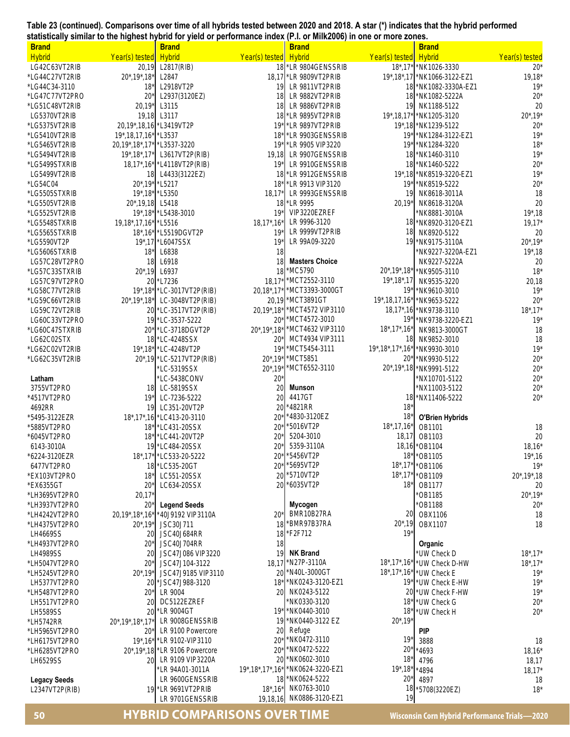**Table 23 (continued). Comparisons over time of all hybrids tested between 2020 and 2018. A star (*) indicates that the hybrid performed statistically similar to the highest hybrid for yield or performance index (P.I. or Milk2006) in one or more zones.**

| Brand Hybrid | Year(s) tested |
|---|---|
| LG42C63VT2RIB | 20,19 |
| *LG44C27VT2RIB | 20*,19*,18* |
| *LG44C34-3110 | 18* |
| *LG47C77VT2PRO | 20* |
| *LG51C48VT2RIB | 20,19* |
| LG5370VT2RIB | 19,18 |
| *LG5375VT2RIB | 20,19*,18,16 |
| *LG5410VT2RIB | 19*,18,17,16* |
| *LG5465VT2RIB | 20,19*,18*,17* |
| *LG5494VT2RIB | 19*,18*,17* |
| *LG5499STXRIB | 18,17*,16* |
| LG5499VT2RIB | 18 |
| *LG54C04 | 20*,19* |
| *LG5505STXRIB | 19*,18* |
| *LG5505VT2RIB | 20*,19,18 |
| *LG5525VT2RIB | 19*,18* |
| *LG5548STXRIB | 19,18*,17,16* |
| *LG5565STXRIB | 18*,16* |
| *LG5590VT2P | 19*,17 |
| *LG5606STXRIB | 18* |
| LG57C28VT2PRO | 18 |
| *LG57C33STXRIB | 20*,19 |
| LG57C97VT2PRO | 20 |
| *LG58C77VT2RIB | 19*,18* |
| *LG59C66VT2RIB | 20*,19*,18* |
| LG59C72VT2RIB | 20 |
| LG60C33VT2PRO | 19 |
| *LG60C47STXRIB | 20* |
| LG62C02STX | 18 |
| *LG62C02VT2RIB | 19*,18* |
| *LG62C35VT2RIB | 20*,19 |
| **Latham** | |
| 3755VT2PRO | 18 |
| *4517VT2PRO | 19* |
| 4692RR | 19 |
| *5495-3122EZR | 18*,17*,16 |
| *5885VT2PRO | 18* |
| *6045VT2PRO | 18* |
| 6143-3010A | 19 |
| *6224-3120EZR | 18*,17* |
| 6477VT2PRO | 18 |
| *EX103VT2PRO | 18* |
| *EX6355GT | 20* |
| *LH3695VT2PRO | 20,17* |
| *LH3937VT2PRO | 20* |
| *LH4242VT2PRO | 20,19*,18*,16* |
| *LH4375VT2PRO | 20*,19* |
| LH4669SS | 20 |
| *LH4937VT2PRO | 20* |
| LH4989SS | 20 |
| *LH5047VT2PRO | 20* |
| *LH5245VT2PRO | 20*,19* |
| LH5377VT2PRO | 20 |
| *LH5487VT2PRO | 20* |
| LH5517VT2PRO | 20 |
| LH5589SS | 20 |
| *LH5742RR | 20*,19*,18*,17* |
| *LH5965VT2PRO | 20* |
| *LH6175VT2PRO | 19*,16* |
| *LH6285VT2PRO | 20*,19*,18 |
| LH6529SS | 20 |
| **Legacy Seeds** | |
| L2347VT2P(RIB) | 19 |
| L2817(RIB) | 18 |
| L2847 | 18,17 |
| L2918VT2P | 19 |
| L2937(3120EZ) | 18 |
| L3115 | 18 |
| L3117 | 18 |
| *L3419VT2P | 19* |
| *L3537 | 18* |
| *L3537-3220 | 19* |
| L3617VT2P(RIB) | 19,18 |
| *L4118VT2P(RIB) | 19* |
| L4433(3122EZ) | 18 |
| *L5217 | 18* |
| *L5350 | 18,17* |
| L5418 | 18 |
| *L5438-3010 | 19* |
| *L5516 | 18,17*,16* |
| *L5519DGVT2P | 19* |
| *L6047SSX | 19* |
| L6838 | 18 |
| L6918 | 18 |
| L6937 | 18 |
| *L7236 | 18,17* |
| *LC-3017VT2P(RIB) | 20,18*,17* |
| LC-3048VT2P(RIB) | 20,19 |
| *LC-3517VT2P(RIB) | 20,19*,18* |
| *LC-3537-5222 | 20* |
| *LC-3718DGVT2P | 20*,19*,18* |
| *LC-4248SSX | 20* |
| *LC-4248VT2P | 19* |
| *LC-5217VT2P(RIB) | 20*,19* |
| *LC-5319SSX | 20*,19* |
| *LC-5438CONV | 20* |
| LC-5819SSX | 20 |
| LC-7236-5222 | 20 |
| LC351-20VT2P | 20 |
| *LC413-20-3110 | 20* |
| *LC431-20SSX | 20* |
| *LC441-20VT2P | 20* |
| *LC484-20SSX | 20* |
| *LC533-20-5222 | 20* |
| *LC535-20GT | 20* |
| LC551-20SSX | 20 |
| LC634-20SSX | 20 |
| **Legend Seeds** | |
| *40J9192 VIP3110A | 20* |
| JSC30J711 | 18 |
| JSC40J684RR | 18 |
| JSC40J704RR | 18 |
| JSC47J086 VIP3220 | 19 |
| JSC47J104-3122 | 18,17 |
| JSC47J9185 VIP3110 | 20 |
| *JSC47J988-3120 | 18* |
| LR 9004 | 20 |
| DC5122EZREF | |
| *LR 9004GT | 19* |
| LR 9008GENSSRIB | 19 |
| LR 9100 Powercore | 20 |
| *LR 9102-VIP3110 | 20* |
| *LR 9106 Powercore | 20* |
| LR 9109 VIP3220A | 20 |
| *LR 94A01-3011A | 19*,18*,17*,16* |
| LR 9600GENSSRIB | 18 |
| *LR 9691VT2PRIB | 18*,16* |
| LR 9701GENSSRIB | 19,18,16 |
| *LR 9804GENSSRIB | 18*,17* |
| *LR 9809VT2PRIB | 19*,18*,17 |
| LR 9811VT2PRIB | 18 |
| LR 9882VT2PRIB | 18 |
| LR 9886VT2PRIB | 19 |
| *LR 9895VT2PRIB | 19*,18,17* |
| *LR 9897VT2PRIB | 19*,18 |
| *LR 9903GENSSRIB | 19* |
| *LR 9905 VIP3220 | 19* |
| LR 9907GENSSRIB | 18 |
| LR 9910GENSSRIB | 18 |
| *LR 9912GENSSRIB | 19*,18 |
| *LR 9913 VIP3120 | 19* |
| LR 9993GENSSRIB | 19 |
| *LR 9995 | 20,19* |
| VIP3220EZREF | |
| LR 9996-3120 | 18 |
| LR 9999VT2PRIB | 18 |
| LR 99A09-3220 | 19 |
| **Masters Choice** | |
| *MC5790 | 20*,19*,18* |
| *MCT2552-3110 | 19*,18*,17 |
| *MCT3393-3000GT | 19* |
| *MCT3891GT | 19*,18,17,16* |
| *MCT4572 VIP3110 | 18,17*,16 |
| *MCT4572-3010 | 19* |
| *MCT4632 VIP3110 | 18*,17*,16* |
| MCT4934 VIP3111 | 18 |
| *MCT5454-3111 | 19*,18*,17*,16* |
| *MCT5851 | 20* |
| *MCT6552-3110 | 20*,19*,18 |
| **Munson** | |
| 4417GT | 18 |
| *4821RR | 18* |
| *4830-3120EZ | 18* |
| *5016VT2P | 18*,17,16* |
| 5204-3010 | 18,17 |
| 5359-3110A | 18,16 |
| *5456VT2P | 18* |
| *5695VT2P | 18*,17* |
| *5710VT2P | 18*,17* |
| *6035VT2P | 18* |
| **Mycogen** | |
| BMR10B27RA | 20 |
| *BMR97B37RA | 20*,19 |
| *F2F712 | 19* |
| **NK Brand** | |
| *N27P-3110A | 18*,17*,16* |
| *N40L-3000GT | 18*,17*,16* |
| *NK0243-3120-EZ1 | 19* |
| NK0243-5122 | 20 |
| *NK0330-3120 | 18* |
| *NK0440-3010 | 18* |
| *NK0440-3122 EZ | 20*,19* |
| Refuge | |
| *NK0472-3110 | 19* |
| *NK0472-5222 | 20* |
| *NK0602-3010 | 18* |
| *NK0624-3220-EZ1 | 19*,18* |
| *NK0624-5222 | 20* |
| NK0763-3010 | 18 |
| NK0886-3120-EZ1 | 19 |
| *NK1026-3330 | 20* |
| *NK1066-3122-EZ1 | 19,18* |
| *NK1082-3330A-EZ1 | 19* |
| *NK1082-5222A | 20* |
| NK1188-5122 | 20 |
| *NK1205-3120 | 20*,19* |
| *NK1239-5122 | 20* |
| *NK1284-3122-EZ1 | 19* |
| *NK1284-3220 | 18* |
| *NK1460-3110 | 19* |
| *NK1460-5222 | 20* |
| *NK8519-3220-EZ1 | 19* |
| *NK8519-5222 | 20* |
| NK8618-3011A | 18 |
| NK8618-3120A | 20 |
| *NK8881-3010A | 19*,18 |
| *NK8920-3120-EZ1 | 19,17* |
| NK8920-5122 | 20 |
| *NK9175-3110A | 20*,19* |
| *NK9227-3220A-EZ1 | 19*,18 |
| NK9227-5222A | 20 |
| *NK9505-3110 | 18* |
| NK9535-3220 | 20,18 |
| *NK9610-3010 | 19* |
| *NK9653-5222 | 20* |
| *NK9738-3110 | 18*,17* |
| *NK9738-3220-EZ1 | 19* |
| NK9813-3000GT | 18 |
| NK9852-3010 | 18 |
| *NK9930-3010 | 19* |
| *NK9930-5122 | 20* |
| *NK9991-5122 | 20* |
| *NX10701-5122 | 20* |
| *NX11003-5122 | 20* |
| *NX11406-5222 | 20* |
| **O'Brien Hybrids** | |
| OB1101 | 18 |
| OB1103 | 20 |
| *OB1104 | 18,16* |
| *OB1105 | 19*,16 |
| *OB1106 | 19* |
| *OB1109 | 20*,19*,18 |
| OB1177 | 20 |
| *OB1185 | 20*,19* |
| *OB1188 | 20* |
| OBX1106 | 18 |
| OBX1107 | 18 |
| **Organic** | |
| *UW Check D | 18*,17* |
| *UW Check D-HW | 18*,17* |
| *UW Check E | 19* |
| *UW Check E-HW | 19* |
| *UW Check F-HW | 19* |
| *UW Check G | 20* |
| *UW Check H | 20* |
| **PIP** | |
| 3888 | 18 |
| *4693 | 18,16* |
| 4796 | 18,17 |
| *4894 | 18,17* |
| 4897 | 18 |
| *5708(3220EZ) | 18* |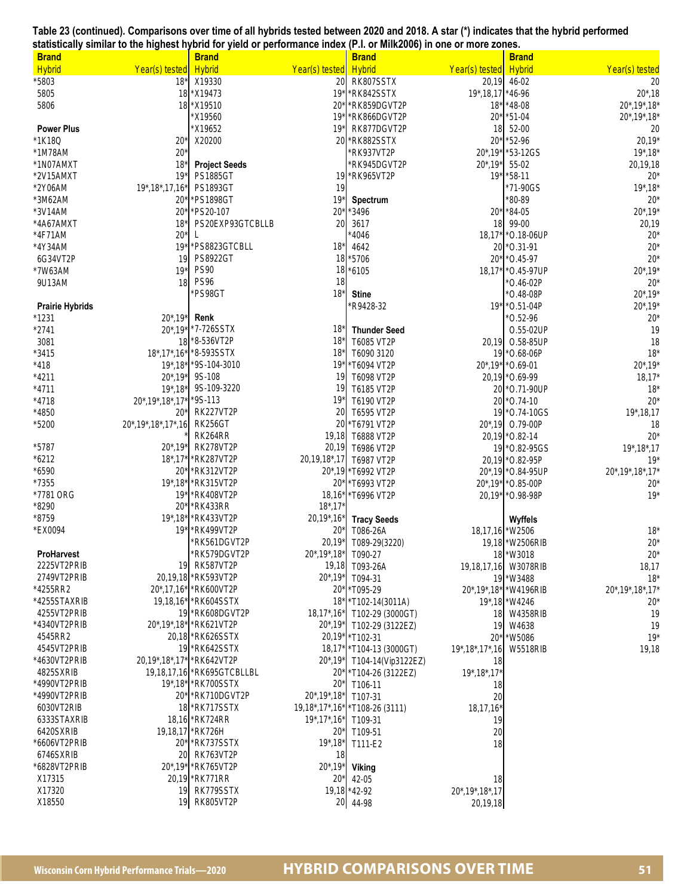**Table 23 (continued). Comparisons over time of all hybrids tested between 2020 and 2018. A star (*) indicates that the hybrid performed statistically similar to the highest hybrid for yield or performance index (P.I. or Milk2006) in one or more zones.**

| Brand Hybrid | Year(s) tested | Brand Hybrid | Year(s) tested | Brand Hybrid | Year(s) tested | Brand Hybrid | Year(s) tested |
|---|---|---|---|---|---|---|---|
| *5803 | 18* | X19330 | 20 | RK807SSTX | 20,19 | 46-02 | 20 |
| 5805 | 18 | *X19473 | 19* | *RK842SSTX | 19*,18,17 | *46-96 | 20*,18 |
| 5806 | 18 | *X19510 | 20* | *RK859DGVT2P | 18* | *48-08 | 20*,19*,18* |
| | | *X19560 | 19* | *RK866DGVT2P | 20* | *51-04 | 20*,19*,18* |
| **Power Plus** | | *X19652 | 19* | RK877DGVT2P | 18 | 52-00 | 20 |
| *1K18Q | 20* | X20200 | 20 | *RK882SSTX | 20* | *52-96 | 20,19* |
| *1M78AM | 20* | | | *RK937VT2P | 20*,19* | *53-12GS | 19*,18* |
| *1N07AMXT | 18* | **Project Seeds** | | *RK945DGVT2P | 20*,19* | 55-02 | 20,19,18 |
| *2V15AMXT | 19* | PS1885GT | 19 | *RK965VT2P | 19* | *58-11 | 20* |
| *2Y06AM | 19*,18*,17,16* | PS1893GT | 19 | | | *71-90GS | 19*,18* |
| *3M62AM | 20* | *PS1898GT | 19* | **Spectrum** | | *80-89 | 20* |
| *3V14AM | 20* | *PS20-107 | 20* | *3496 | 20* | *84-05 | 20*,19* |
| *4A67AMXT | 18* | PS20EXP93GTCBLLB | 20 | 3617 | 18 | 99-00 | 20,19 |
| *4F71AM | 20* | L | | *4046 | 18,17* | *O.18-06UP | 20* |
| *4Y34AM | 19* | *PS8823GTCBLL | 18* | 4642 | 20 | *O.31-91 | 20* |
| 6G34VT2P | 19 | PS8922GT | 18 | *5706 | 20* | *O.45-97 | 20* |
| *7W63AM | 19* | PS90 | 18 | *6105 | 18,17* | *O.45-97UP | 20*,19* |
| 9U13AM | 18 | PS96 | 18 | | | *O.46-02P | 20* |
| | | *PS98GT | 18* | **Stine** | | *O.48-08P | 20*,19* |
| **Prairie Hybrids** | | | | *R9428-32 | 19* | *O.51-04P | 20*,19* |
| *1231 | 20*,19* | **Renk** | | | | *O.52-96 | 20* |
| *2741 | 20*,19* | *7-726SSTX | 18* | **Thunder Seed** | | O.55-02UP | 19 |
| 3081 | 18 | *8-536VT2P | 18* | T6085 VT2P | 20,19 | O.58-85UP | 18 |
| *3415 | 18*,17*,16* | *8-593SSTX | 18* | T6090 3120 | 19 | *O.68-06P | 18* |
| *418 | 19*,18* | *9S-104-3010 | 19* | *T6094 VT2P | 20*,19* | *O.69-01 | 20*,19* |
| *4211 | 20*,19* | 9S-108 | 19 | T6098 VT2P | 20,19 | *O.69-99 | 18,17* |
| *4711 | 19*,18* | 9S-109-3220 | 19 | T6185 VT2P | 20 | *O.71-90UP | 18* |
| *4718 | 20*,19*,18*,17* | *9S-113 | 19* | T6190 VT2P | 20 | *O.74-10 | 20* |
| *4850 | 20* | RK227VT2P | 20 | T6595 VT2P | 19 | *O.74-10GS | 19*,18,17 |
| *5200 | 20*,19*,18*,17*,16* | RK256GT | 20 | *T6791 VT2P | 20*,19 | O.79-00P | 18 |
| | | RK264RR | 19,18 | T6888 VT2P | 20,19 | *O.82-14 | 20* |
| *5787 | 20*,19* | RK278VT2P | 20,19 | T6986 VT2P | 19 | *O.82-95GS | 19*,18*,17 |
| *6212 | 18*,17* | *RK287VT2P | 20,19,18*,17 | T6987 VT2P | 20,19 | *O.82-95P | 19* |
| *6590 | 20* | *RK312VT2P | 20*,19 | *T6992 VT2P | 20*,19 | *O.84-95UP | 20*,19*,18*,17* |
| *7355 | 19*,18* | *RK315VT2P | 20* | *T6993 VT2P | 20*,19* | *O.85-00P | 20* |
| *7781 ORG | 19* | *RK408VT2P | 18,16* | *T6996 VT2P | 20,19* | *O.98-98P | 19* |
| *8290 | 20* | *RK433RR | 18*,17* | | | | |
| *8759 | 19*,18* | *RK433VT2P | 20,19*,16* | **Tracy Seeds** | | **Wyffels** | |
| *EX0094 | 19* | *RK499VT2P | 20* | T086-26A | 18,17,16 | *W2506 | 18* |
| | | *RK561DGVT2P | 20,19* | T089-29(3220) | 19,18 | *W2506RIB | 20* |
| **ProHarvest** | | *RK579DGVT2P | 20*,19*,18* | T090-27 | 18 | *W3018 | 20* |
| 2225VT2PRIB | 19 | RK587VT2P | 19,18 | T093-26A | 19,18,17,16 | W3078RIB | 18,17 |
| 2749VT2PRIB | 20,19,18 | *RK593VT2P | 20*,19* | T094-31 | 19 | *W3488 | 18* |
| *4255RR2 | 20*,17,16* | *RK600VT2P | 20* | *T095-29 | 20*,19*,18* | *W4196RIB | 20*,19*,18*,17* |
| *4255STAXRIB | 19,18,16* | *RK604SSTX | 18* | *T102-14(3011A) | 19*,18 | *W4246 | 20* |
| 4255VT2PRIB | 19 | *RK608DGVT2P | 18,17*,16* | T102-29 (3000GT) | 18 | W4358RIB | 19 |
| *4340VT2PRIB | 20*,19*,18* | *RK621VT2P | 20*,19* | T102-29 (3122EZ) | 19 | W4638 | 19 |
| 4545RR2 | 20,18 | *RK626SSTX | 20,19* | *T102-31 | 20* | *W5086 | 19* |
| 4545VT2PRIB | 19 | *RK642SSTX | 18,17* | *T104-13 (3000GT) | 19*,18*,17*,16 | W5518RIB | 19,18 |
| *4630VT2PRIB | 20,19*,18*,17* | *RK642VT2P | 20*,19* | T104-14(Vip3122EZ) | 18 | | |
| 4825SXRIB | 19,18,17,16 | *RK695GTCBLLBL | 20* | *T104-26 (3122EZ) | 19*,18*,17* | | |
| *4990VT2PRIB | 19*,18* | *RK700SSTX | 20* | T106-11 | 18 | | |
| *4990VT2PRIB | 20* | *RK710DGVT2P | 20*,19*,18* | T107-31 | 20 | | |
| 6030VT2RIB | 18 | *RK717SSTX | 19,18*,17*,16* | *T108-26 (3111) | 18,17,16* | | |
| 6333STAXRIB | 18,16 | *RK724RR | 19*,17*,16* | T109-31 | 19 | | |
| 6420SXRIB | 19,18,17 | *RK726H | 20* | T109-51 | 20 | | |
| *6606VT2PRIB | 20* | *RK737SSTX | 19*,18* | T111-E2 | 18 | | |
| 6746SXRIB | 20 | RK763VT2P | 18 | | | | |
| *6828VT2PRIB | 20*,19* | *RK765VT2P | 20*,19* | **Viking** | | | |
| X17315 | 20,19 | *RK771RR | 20* | 42-05 | 18 | | |
| X17320 | 19 | RK779SSTX | 19,18 | *42-92 | 20*,19*,18*,17 | | |
| X18550 | 19 | RK805VT2P | 20 | 44-98 | 20,19,18 | | |